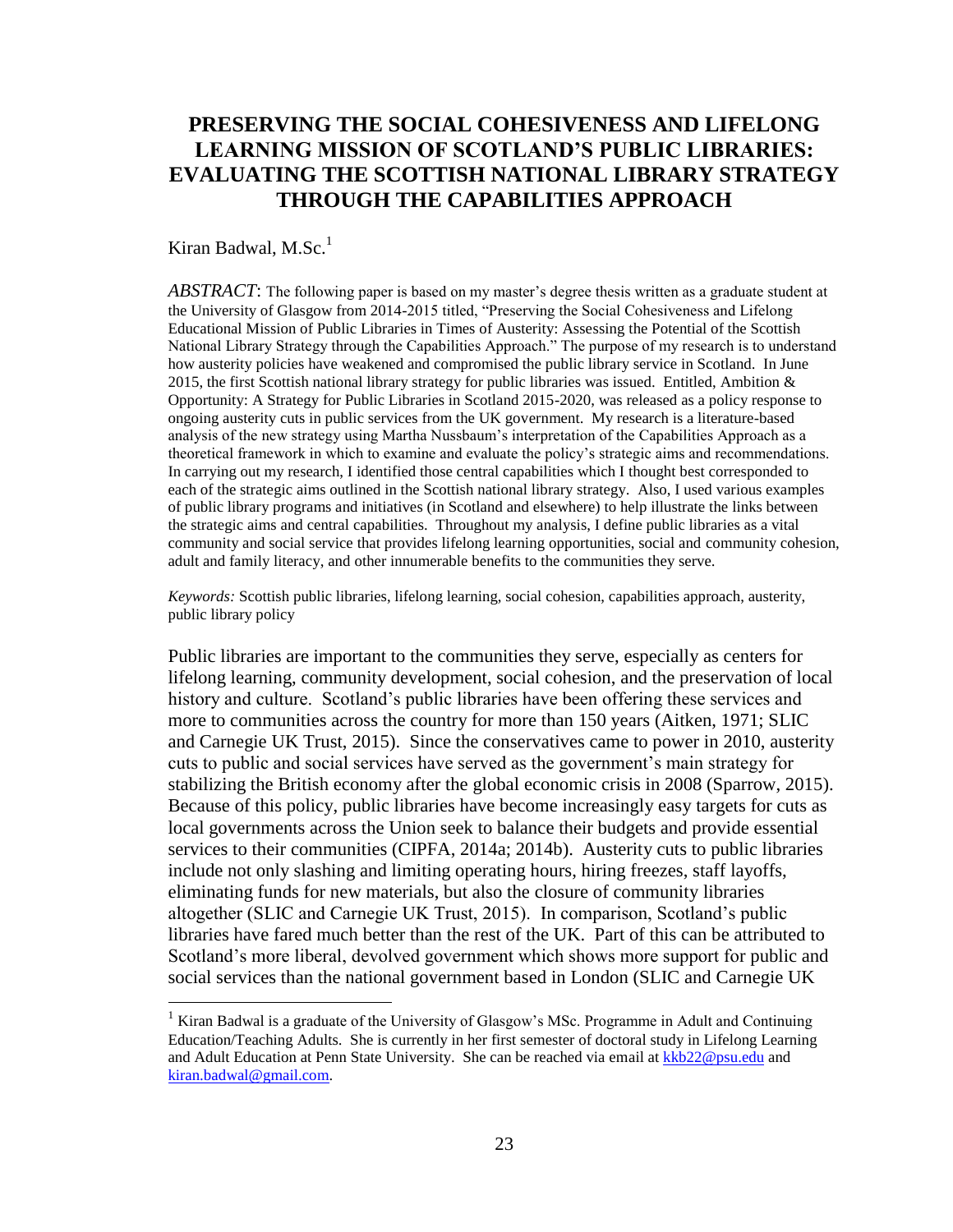# PRESERVING THE SOCIAL COHESIVENESS AND LIFELONG LEARNING MISSION OF SCOTLAND'S PUBLIC LIBRARIES: EVALUATING THE SCOTTISH NATIONAL LIBRARY STRATEGY THROUGH THE CAPABILITIES APPROACH

Kiran Badwal, M.Sc.[1]

*ABSTRACT*: The following paper is based on my master's degree thesis written as a graduate student at the University of Glasgow from 2014-2015 titled, "Preserving the Social Cohesiveness and Lifelong Educational Mission of Public Libraries in Times of Austerity: Assessing the Potential of the Scottish National Library Strategy through the Capabilities Approach." The purpose of my research is to understand how austerity policies have weakened and compromised the public library service in Scotland. In June 2015, the first Scottish national library strategy for public libraries was issued. Entitled, Ambition & Opportunity: A Strategy for Public Libraries in Scotland 2015-2020, was released as a policy response to ongoing austerity cuts in public services from the UK government. My research is a literature-based analysis of the new strategy using Martha Nussbaum's interpretation of the Capabilities Approach as a theoretical framework in which to examine and evaluate the policy's strategic aims and recommendations. In carrying out my research, I identified those central capabilities which I thought best corresponded to each of the strategic aims outlined in the Scottish national library strategy. Also, I used various examples of public library programs and initiatives (in Scotland and elsewhere) to help illustrate the links between the strategic aims and central capabilities. Throughout my analysis, I define public libraries as a vital community and social service that provides lifelong learning opportunities, social and community cohesion, adult and family literacy, and other innumerable benefits to the communities they serve.

*Keywords:* Scottish public libraries, lifelong learning, social cohesion, capabilities approach, austerity, public library policy

Public libraries are important to the communities they serve, especially as centers for lifelong learning, community development, social cohesion, and the preservation of local history and culture. Scotland's public libraries have been offering these services and more to communities across the country for more than 150 years (Aitken, 1971; SLIC and Carnegie UK Trust, 2015). Since the conservatives came to power in 2010, austerity cuts to public and social services have served as the government's main strategy for stabilizing the British economy after the global economic crisis in 2008 (Sparrow, 2015). Because of this policy, public libraries have become increasingly easy targets for cuts as local governments across the Union seek to balance their budgets and provide essential services to their communities (CIPFA, 2014a; 2014b). Austerity cuts to public libraries include not only slashing and limiting operating hours, hiring freezes, staff layoffs, eliminating funds for new materials, but also the closure of community libraries altogether (SLIC and Carnegie UK Trust, 2015). In comparison, Scotland's public libraries have fared much better than the rest of the UK. Part of this can be attributed to Scotland's more liberal, devolved government which shows more support for public and social services than the national government based in London (SLIC and Carnegie UK

[1] Kiran Badwal is a graduate of the University of Glasgow's MSc. Programme in Adult and Continuing Education/Teaching Adults. She is currently in her first semester of doctoral study in Lifelong Learning and Adult Education at Penn State University. She can be reached via email at kkb22@psu.edu and kiran.badwal@gmail.com.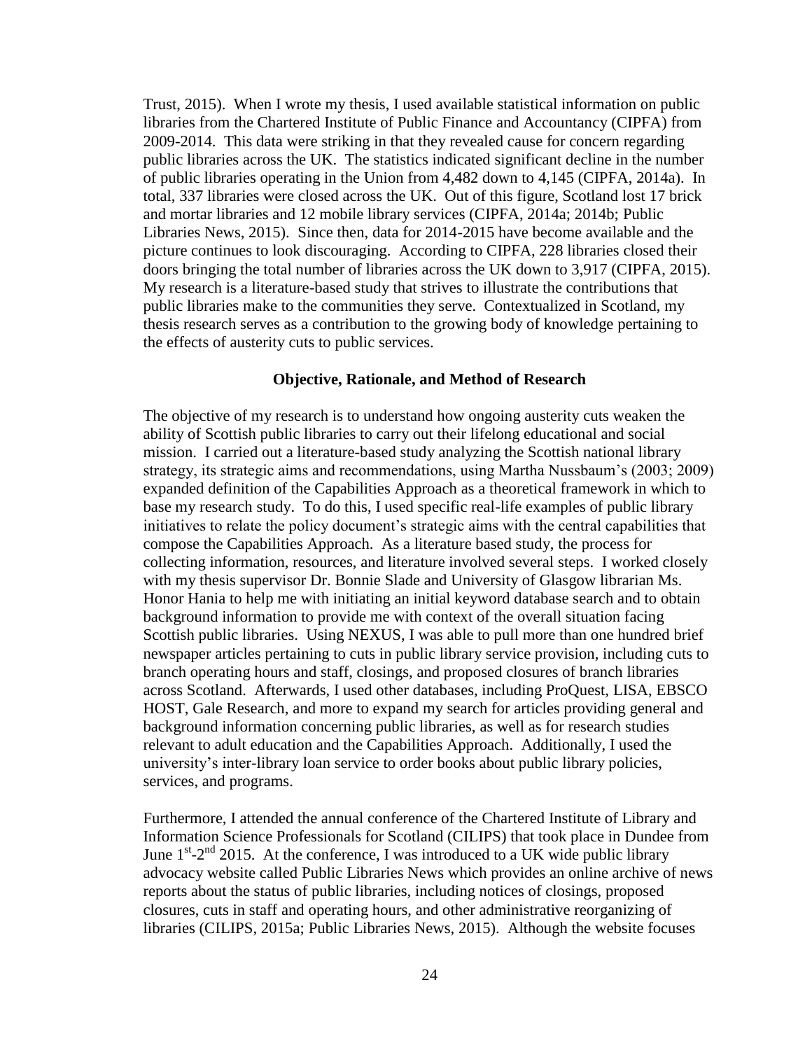Trust, 2015). When I wrote my thesis, I used available statistical information on public libraries from the Chartered Institute of Public Finance and Accountancy (CIPFA) from 2009-2014. This data were striking in that they revealed cause for concern regarding public libraries across the UK. The statistics indicated significant decline in the number of public libraries operating in the Union from 4,482 down to 4,145 (CIPFA, 2014a). In total, 337 libraries were closed across the UK. Out of this figure, Scotland lost 17 brick and mortar libraries and 12 mobile library services (CIPFA, 2014a; 2014b; Public Libraries News, 2015). Since then, data for 2014-2015 have become available and the picture continues to look discouraging. According to CIPFA, 228 libraries closed their doors bringing the total number of libraries across the UK down to 3,917 (CIPFA, 2015). My research is a literature-based study that strives to illustrate the contributions that public libraries make to the communities they serve. Contextualized in Scotland, my thesis research serves as a contribution to the growing body of knowledge pertaining to the effects of austerity cuts to public services.

### Objective, Rationale, and Method of Research

The objective of my research is to understand how ongoing austerity cuts weaken the ability of Scottish public libraries to carry out their lifelong educational and social mission. I carried out a literature-based study analyzing the Scottish national library strategy, its strategic aims and recommendations, using Martha Nussbaum's (2003; 2009) expanded definition of the Capabilities Approach as a theoretical framework in which to base my research study. To do this, I used specific real-life examples of public library initiatives to relate the policy document's strategic aims with the central capabilities that compose the Capabilities Approach. As a literature based study, the process for collecting information, resources, and literature involved several steps. I worked closely with my thesis supervisor Dr. Bonnie Slade and University of Glasgow librarian Ms. Honor Hania to help me with initiating an initial keyword database search and to obtain background information to provide me with context of the overall situation facing Scottish public libraries. Using NEXUS, I was able to pull more than one hundred brief newspaper articles pertaining to cuts in public library service provision, including cuts to branch operating hours and staff, closings, and proposed closures of branch libraries across Scotland. Afterwards, I used other databases, including ProQuest, LISA, EBSCO HOST, Gale Research, and more to expand my search for articles providing general and background information concerning public libraries, as well as for research studies relevant to adult education and the Capabilities Approach. Additionally, I used the university's inter-library loan service to order books about public library policies, services, and programs.

Furthermore, I attended the annual conference of the Chartered Institute of Library and Information Science Professionals for Scotland (CILIPS) that took place in Dundee from June 1st-2nd 2015. At the conference, I was introduced to a UK wide public library advocacy website called Public Libraries News which provides an online archive of news reports about the status of public libraries, including notices of closings, proposed closures, cuts in staff and operating hours, and other administrative reorganizing of libraries (CILIPS, 2015a; Public Libraries News, 2015). Although the website focuses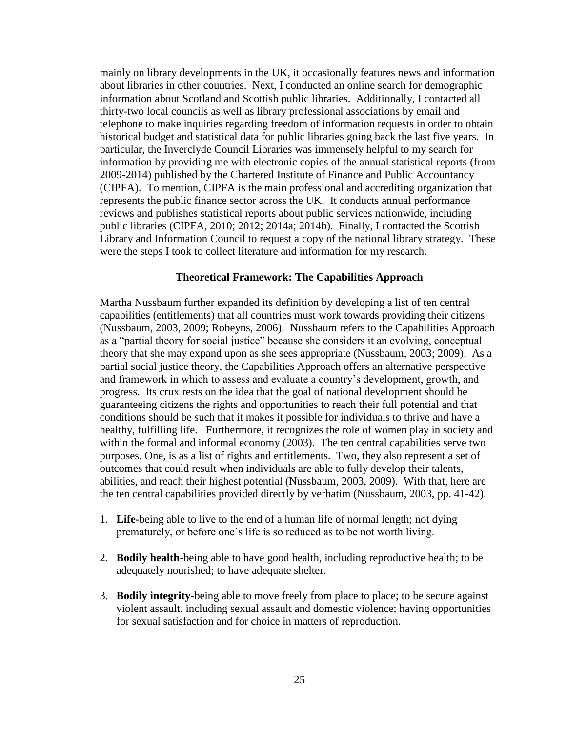mainly on library developments in the UK, it occasionally features news and information about libraries in other countries. Next, I conducted an online search for demographic information about Scotland and Scottish public libraries. Additionally, I contacted all thirty-two local councils as well as library professional associations by email and telephone to make inquiries regarding freedom of information requests in order to obtain historical budget and statistical data for public libraries going back the last five years. In particular, the Inverclyde Council Libraries was immensely helpful to my search for information by providing me with electronic copies of the annual statistical reports (from 2009-2014) published by the Chartered Institute of Finance and Public Accountancy (CIPFA). To mention, CIPFA is the main professional and accrediting organization that represents the public finance sector across the UK. It conducts annual performance reviews and publishes statistical reports about public services nationwide, including public libraries (CIPFA, 2010; 2012; 2014a; 2014b). Finally, I contacted the Scottish Library and Information Council to request a copy of the national library strategy. These were the steps I took to collect literature and information for my research.

## Theoretical Framework: The Capabilities Approach

Martha Nussbaum further expanded its definition by developing a list of ten central capabilities (entitlements) that all countries must work towards providing their citizens (Nussbaum, 2003, 2009; Robeyns, 2006). Nussbaum refers to the Capabilities Approach as a "partial theory for social justice" because she considers it an evolving, conceptual theory that she may expand upon as she sees appropriate (Nussbaum, 2003; 2009). As a partial social justice theory, the Capabilities Approach offers an alternative perspective and framework in which to assess and evaluate a country's development, growth, and progress. Its crux rests on the idea that the goal of national development should be guaranteeing citizens the rights and opportunities to reach their full potential and that conditions should be such that it makes it possible for individuals to thrive and have a healthy, fulfilling life. Furthermore, it recognizes the role of women play in society and within the formal and informal economy (2003). The ten central capabilities serve two purposes. One, is as a list of rights and entitlements. Two, they also represent a set of outcomes that could result when individuals are able to fully develop their talents, abilities, and reach their highest potential (Nussbaum, 2003, 2009). With that, here are the ten central capabilities provided directly by verbatim (Nussbaum, 2003, pp. 41-42).

1. **Life**-being able to live to the end of a human life of normal length; not dying prematurely, or before one's life is so reduced as to be not worth living.

2. **Bodily health**-being able to have good health, including reproductive health; to be adequately nourished; to have adequate shelter.

3. **Bodily integrity**-being able to move freely from place to place; to be secure against violent assault, including sexual assault and domestic violence; having opportunities for sexual satisfaction and for choice in matters of reproduction.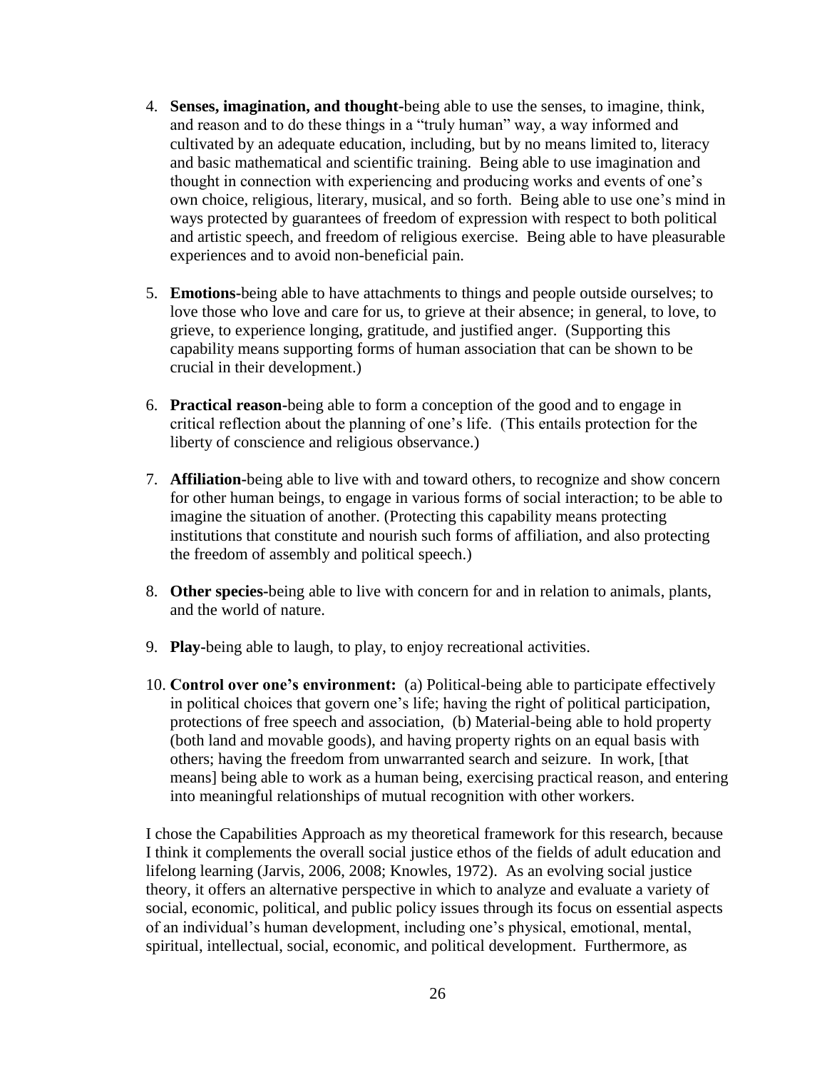4. **Senses, imagination, and thought**-being able to use the senses, to imagine, think, and reason and to do these things in a "truly human" way, a way informed and cultivated by an adequate education, including, but by no means limited to, literacy and basic mathematical and scientific training. Being able to use imagination and thought in connection with experiencing and producing works and events of one's own choice, religious, literary, musical, and so forth. Being able to use one's mind in ways protected by guarantees of freedom of expression with respect to both political and artistic speech, and freedom of religious exercise. Being able to have pleasurable experiences and to avoid non-beneficial pain.

5. **Emotions**-being able to have attachments to things and people outside ourselves; to love those who love and care for us, to grieve at their absence; in general, to love, to grieve, to experience longing, gratitude, and justified anger. (Supporting this capability means supporting forms of human association that can be shown to be crucial in their development.)

6. **Practical reason**-being able to form a conception of the good and to engage in critical reflection about the planning of one's life. (This entails protection for the liberty of conscience and religious observance.)

7. **Affiliation**-being able to live with and toward others, to recognize and show concern for other human beings, to engage in various forms of social interaction; to be able to imagine the situation of another. (Protecting this capability means protecting institutions that constitute and nourish such forms of affiliation, and also protecting the freedom of assembly and political speech.)

8. **Other species**-being able to live with concern for and in relation to animals, plants, and the world of nature.

9. **Play**-being able to laugh, to play, to enjoy recreational activities.

10. **Control over one's environment:** (a) Political-being able to participate effectively in political choices that govern one's life; having the right of political participation, protections of free speech and association, (b) Material-being able to hold property (both land and movable goods), and having property rights on an equal basis with others; having the freedom from unwarranted search and seizure. In work, [that means] being able to work as a human being, exercising practical reason, and entering into meaningful relationships of mutual recognition with other workers.

I chose the Capabilities Approach as my theoretical framework for this research, because I think it complements the overall social justice ethos of the fields of adult education and lifelong learning (Jarvis, 2006, 2008; Knowles, 1972). As an evolving social justice theory, it offers an alternative perspective in which to analyze and evaluate a variety of social, economic, political, and public policy issues through its focus on essential aspects of an individual's human development, including one's physical, emotional, mental, spiritual, intellectual, social, economic, and political development. Furthermore, as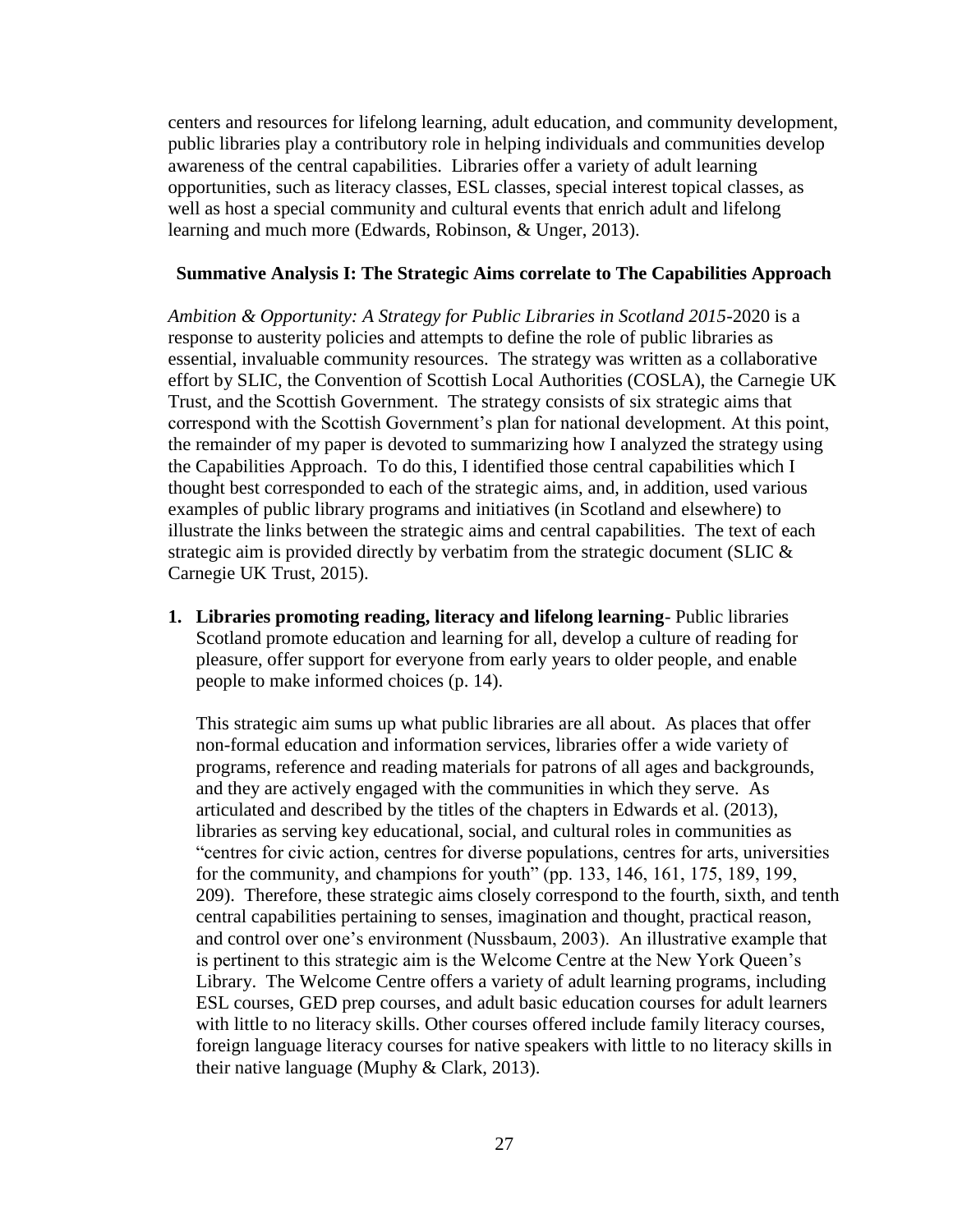centers and resources for lifelong learning, adult education, and community development, public libraries play a contributory role in helping individuals and communities develop awareness of the central capabilities. Libraries offer a variety of adult learning opportunities, such as literacy classes, ESL classes, special interest topical classes, as well as host a special community and cultural events that enrich adult and lifelong learning and much more (Edwards, Robinson, & Unger, 2013).

## Summative Analysis I: The Strategic Aims correlate to The Capabilities Approach

*Ambition & Opportunity: A Strategy for Public Libraries in Scotland 2015*-2020 is a response to austerity policies and attempts to define the role of public libraries as essential, invaluable community resources. The strategy was written as a collaborative effort by SLIC, the Convention of Scottish Local Authorities (COSLA), the Carnegie UK Trust, and the Scottish Government. The strategy consists of six strategic aims that correspond with the Scottish Government's plan for national development. At this point, the remainder of my paper is devoted to summarizing how I analyzed the strategy using the Capabilities Approach. To do this, I identified those central capabilities which I thought best corresponded to each of the strategic aims, and, in addition, used various examples of public library programs and initiatives (in Scotland and elsewhere) to illustrate the links between the strategic aims and central capabilities. The text of each strategic aim is provided directly by verbatim from the strategic document (SLIC & Carnegie UK Trust, 2015).

1. **Libraries promoting reading, literacy and lifelong learning**- Public libraries Scotland promote education and learning for all, develop a culture of reading for pleasure, offer support for everyone from early years to older people, and enable people to make informed choices (p. 14).

   This strategic aim sums up what public libraries are all about. As places that offer non-formal education and information services, libraries offer a wide variety of programs, reference and reading materials for patrons of all ages and backgrounds, and they are actively engaged with the communities in which they serve. As articulated and described by the titles of the chapters in Edwards et al. (2013), libraries as serving key educational, social, and cultural roles in communities as "centres for civic action, centres for diverse populations, centres for arts, universities for the community, and champions for youth" (pp. 133, 146, 161, 175, 189, 199, 209). Therefore, these strategic aims closely correspond to the fourth, sixth, and tenth central capabilities pertaining to senses, imagination and thought, practical reason, and control over one's environment (Nussbaum, 2003). An illustrative example that is pertinent to this strategic aim is the Welcome Centre at the New York Queen's Library. The Welcome Centre offers a variety of adult learning programs, including ESL courses, GED prep courses, and adult basic education courses for adult learners with little to no literacy skills. Other courses offered include family literacy courses, foreign language literacy courses for native speakers with little to no literacy skills in their native language (Muphy & Clark, 2013).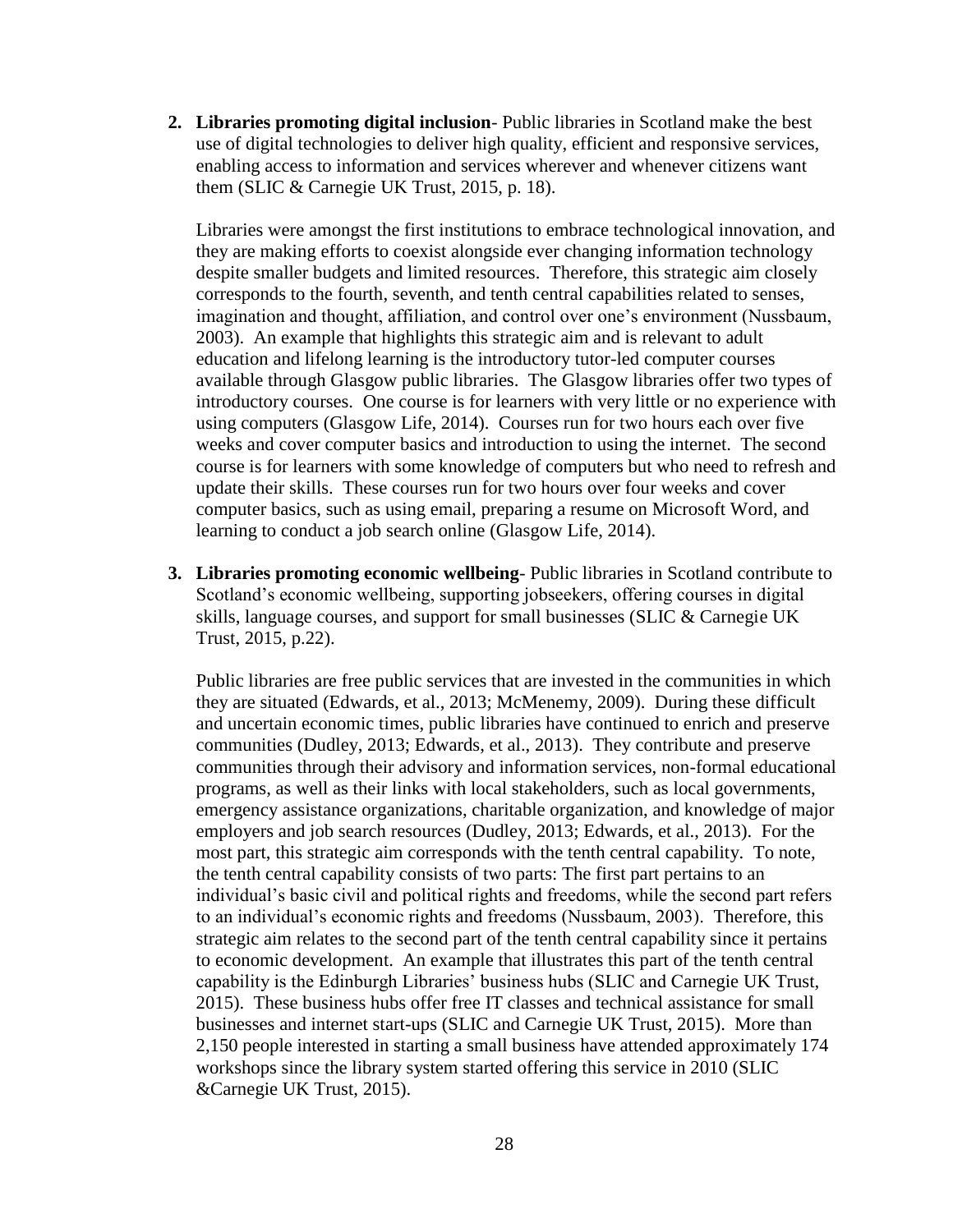2. **Libraries promoting digital inclusion**- Public libraries in Scotland make the best use of digital technologies to deliver high quality, efficient and responsive services, enabling access to information and services wherever and whenever citizens want them (SLIC & Carnegie UK Trust, 2015, p. 18).

   Libraries were amongst the first institutions to embrace technological innovation, and they are making efforts to coexist alongside ever changing information technology despite smaller budgets and limited resources. Therefore, this strategic aim closely corresponds to the fourth, seventh, and tenth central capabilities related to senses, imagination and thought, affiliation, and control over one's environment (Nussbaum, 2003). An example that highlights this strategic aim and is relevant to adult education and lifelong learning is the introductory tutor-led computer courses available through Glasgow public libraries. The Glasgow libraries offer two types of introductory courses. One course is for learners with very little or no experience with using computers (Glasgow Life, 2014). Courses run for two hours each over five weeks and cover computer basics and introduction to using the internet. The second course is for learners with some knowledge of computers but who need to refresh and update their skills. These courses run for two hours over four weeks and cover computer basics, such as using email, preparing a resume on Microsoft Word, and learning to conduct a job search online (Glasgow Life, 2014).

3. **Libraries promoting economic wellbeing**- Public libraries in Scotland contribute to Scotland's economic wellbeing, supporting jobseekers, offering courses in digital skills, language courses, and support for small businesses (SLIC & Carnegie UK Trust, 2015, p.22).

   Public libraries are free public services that are invested in the communities in which they are situated (Edwards, et al., 2013; McMenemy, 2009). During these difficult and uncertain economic times, public libraries have continued to enrich and preserve communities (Dudley, 2013; Edwards, et al., 2013). They contribute and preserve communities through their advisory and information services, non-formal educational programs, as well as their links with local stakeholders, such as local governments, emergency assistance organizations, charitable organization, and knowledge of major employers and job search resources (Dudley, 2013; Edwards, et al., 2013). For the most part, this strategic aim corresponds with the tenth central capability. To note, the tenth central capability consists of two parts: The first part pertains to an individual's basic civil and political rights and freedoms, while the second part refers to an individual's economic rights and freedoms (Nussbaum, 2003). Therefore, this strategic aim relates to the second part of the tenth central capability since it pertains to economic development. An example that illustrates this part of the tenth central capability is the Edinburgh Libraries' business hubs (SLIC and Carnegie UK Trust, 2015). These business hubs offer free IT classes and technical assistance for small businesses and internet start-ups (SLIC and Carnegie UK Trust, 2015). More than 2,150 people interested in starting a small business have attended approximately 174 workshops since the library system started offering this service in 2010 (SLIC &Carnegie UK Trust, 2015).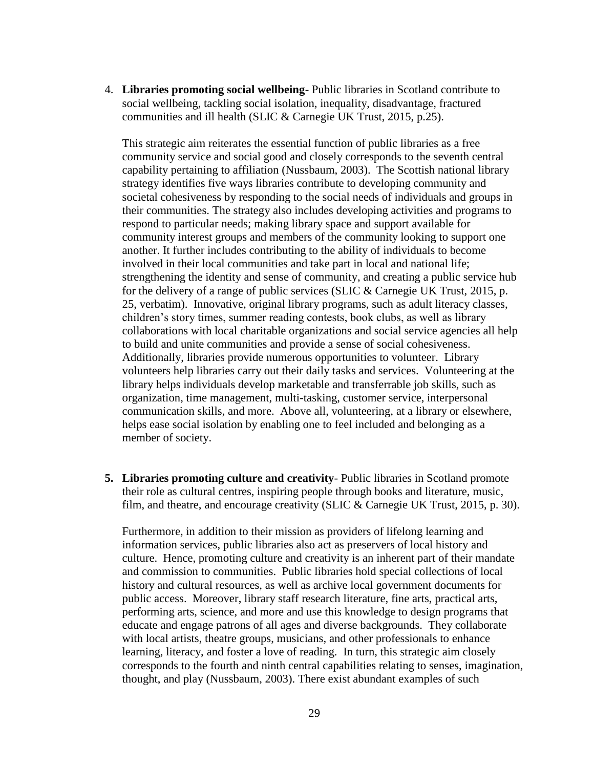4. **Libraries promoting social wellbeing**- Public libraries in Scotland contribute to social wellbeing, tackling social isolation, inequality, disadvantage, fractured communities and ill health (SLIC & Carnegie UK Trust, 2015, p.25).

   This strategic aim reiterates the essential function of public libraries as a free community service and social good and closely corresponds to the seventh central capability pertaining to affiliation (Nussbaum, 2003). The Scottish national library strategy identifies five ways libraries contribute to developing community and societal cohesiveness by responding to the social needs of individuals and groups in their communities. The strategy also includes developing activities and programs to respond to particular needs; making library space and support available for community interest groups and members of the community looking to support one another. It further includes contributing to the ability of individuals to become involved in their local communities and take part in local and national life; strengthening the identity and sense of community, and creating a public service hub for the delivery of a range of public services (SLIC & Carnegie UK Trust, 2015, p. 25, verbatim). Innovative, original library programs, such as adult literacy classes, children's story times, summer reading contests, book clubs, as well as library collaborations with local charitable organizations and social service agencies all help to build and unite communities and provide a sense of social cohesiveness. Additionally, libraries provide numerous opportunities to volunteer. Library volunteers help libraries carry out their daily tasks and services. Volunteering at the library helps individuals develop marketable and transferrable job skills, such as organization, time management, multi-tasking, customer service, interpersonal communication skills, and more. Above all, volunteering, at a library or elsewhere, helps ease social isolation by enabling one to feel included and belonging as a member of society.

5. **Libraries promoting culture and creativity**- Public libraries in Scotland promote their role as cultural centres, inspiring people through books and literature, music, film, and theatre, and encourage creativity (SLIC & Carnegie UK Trust, 2015, p. 30).

   Furthermore, in addition to their mission as providers of lifelong learning and information services, public libraries also act as preservers of local history and culture. Hence, promoting culture and creativity is an inherent part of their mandate and commission to communities. Public libraries hold special collections of local history and cultural resources, as well as archive local government documents for public access. Moreover, library staff research literature, fine arts, practical arts, performing arts, science, and more and use this knowledge to design programs that educate and engage patrons of all ages and diverse backgrounds. They collaborate with local artists, theatre groups, musicians, and other professionals to enhance learning, literacy, and foster a love of reading. In turn, this strategic aim closely corresponds to the fourth and ninth central capabilities relating to senses, imagination, thought, and play (Nussbaum, 2003). There exist abundant examples of such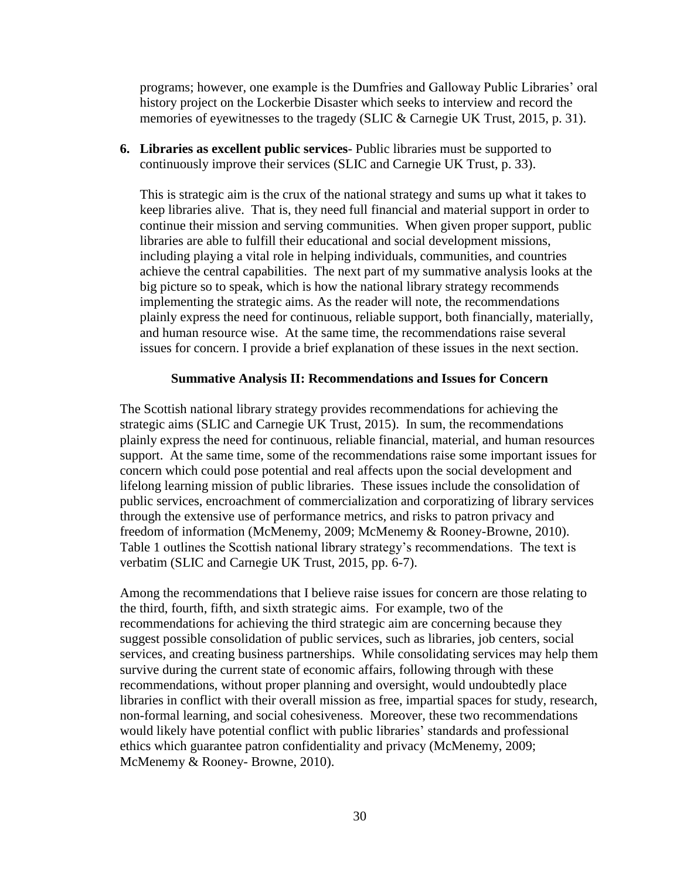programs; however, one example is the Dumfries and Galloway Public Libraries' oral history project on the Lockerbie Disaster which seeks to interview and record the memories of eyewitnesses to the tragedy (SLIC & Carnegie UK Trust, 2015, p. 31).

6. **Libraries as excellent public services**- Public libraries must be supported to continuously improve their services (SLIC and Carnegie UK Trust, p. 33).

   This is strategic aim is the crux of the national strategy and sums up what it takes to keep libraries alive. That is, they need full financial and material support in order to continue their mission and serving communities. When given proper support, public libraries are able to fulfill their educational and social development missions, including playing a vital role in helping individuals, communities, and countries achieve the central capabilities. The next part of my summative analysis looks at the big picture so to speak, which is how the national library strategy recommends implementing the strategic aims. As the reader will note, the recommendations plainly express the need for continuous, reliable support, both financially, materially, and human resource wise. At the same time, the recommendations raise several issues for concern. I provide a brief explanation of these issues in the next section.

## Summative Analysis II: Recommendations and Issues for Concern

The Scottish national library strategy provides recommendations for achieving the strategic aims (SLIC and Carnegie UK Trust, 2015). In sum, the recommendations plainly express the need for continuous, reliable financial, material, and human resources support. At the same time, some of the recommendations raise some important issues for concern which could pose potential and real affects upon the social development and lifelong learning mission of public libraries. These issues include the consolidation of public services, encroachment of commercialization and corporatizing of library services through the extensive use of performance metrics, and risks to patron privacy and freedom of information (McMenemy, 2009; McMenemy & Rooney-Browne, 2010). Table 1 outlines the Scottish national library strategy's recommendations. The text is verbatim (SLIC and Carnegie UK Trust, 2015, pp. 6-7).

Among the recommendations that I believe raise issues for concern are those relating to the third, fourth, fifth, and sixth strategic aims. For example, two of the recommendations for achieving the third strategic aim are concerning because they suggest possible consolidation of public services, such as libraries, job centers, social services, and creating business partnerships. While consolidating services may help them survive during the current state of economic affairs, following through with these recommendations, without proper planning and oversight, would undoubtedly place libraries in conflict with their overall mission as free, impartial spaces for study, research, non-formal learning, and social cohesiveness. Moreover, these two recommendations would likely have potential conflict with public libraries' standards and professional ethics which guarantee patron confidentiality and privacy (McMenemy, 2009; McMenemy & Rooney- Browne, 2010).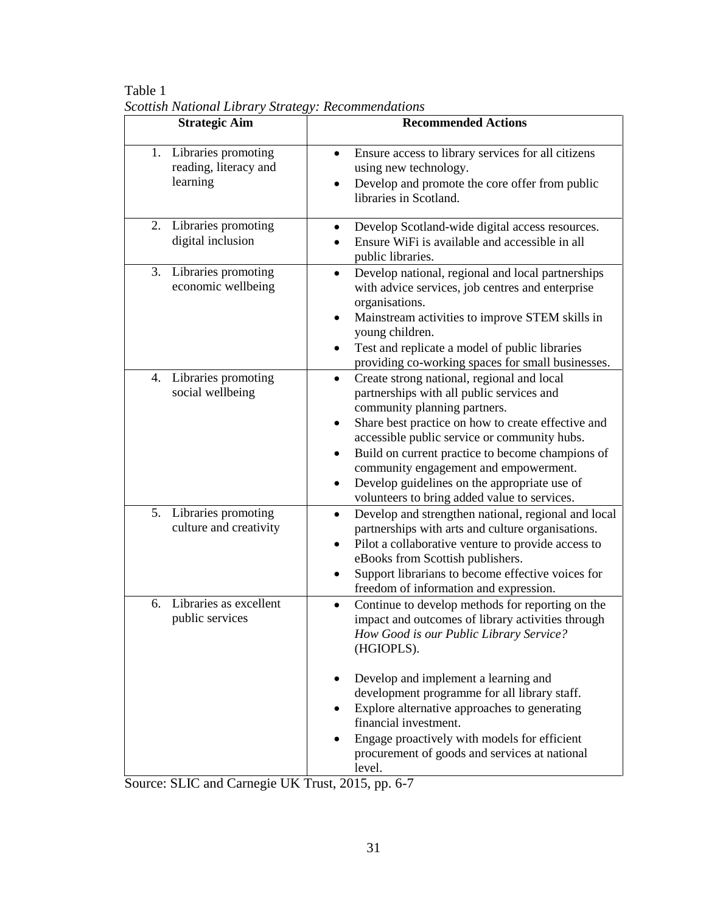Table 1

*Scottish National Library Strategy: Recommendations*

| Strategic Aim | Recommended Actions |
|---|---|
| 1. Libraries promoting reading, literacy and learning | • Ensure access to library services for all citizens using new technology.<br>• Develop and promote the core offer from public libraries in Scotland. |
| 2. Libraries promoting digital inclusion | • Develop Scotland-wide digital access resources.<br>• Ensure WiFi is available and accessible in all public libraries. |
| 3. Libraries promoting economic wellbeing | • Develop national, regional and local partnerships with advice services, job centres and enterprise organisations.<br>• Mainstream activities to improve STEM skills in young children.<br>• Test and replicate a model of public libraries providing co-working spaces for small businesses. |
| 4. Libraries promoting social wellbeing | • Create strong national, regional and local partnerships with all public services and community planning partners.<br>• Share best practice on how to create effective and accessible public service or community hubs.<br>• Build on current practice to become champions of community engagement and empowerment.<br>• Develop guidelines on the appropriate use of volunteers to bring added value to services. |
| 5. Libraries promoting culture and creativity | • Develop and strengthen national, regional and local partnerships with arts and culture organisations.<br>• Pilot a collaborative venture to provide access to eBooks from Scottish publishers.<br>• Support librarians to become effective voices for freedom of information and expression. |
| 6. Libraries as excellent public services | • Continue to develop methods for reporting on the impact and outcomes of library activities through *How Good is our Public Library Service?* (HGIOPLS).<br>• Develop and implement a learning and development programme for all library staff.<br>• Explore alternative approaches to generating financial investment.<br>• Engage proactively with models for efficient procurement of goods and services at national level. |

Source: SLIC and Carnegie UK Trust, 2015, pp. 6-7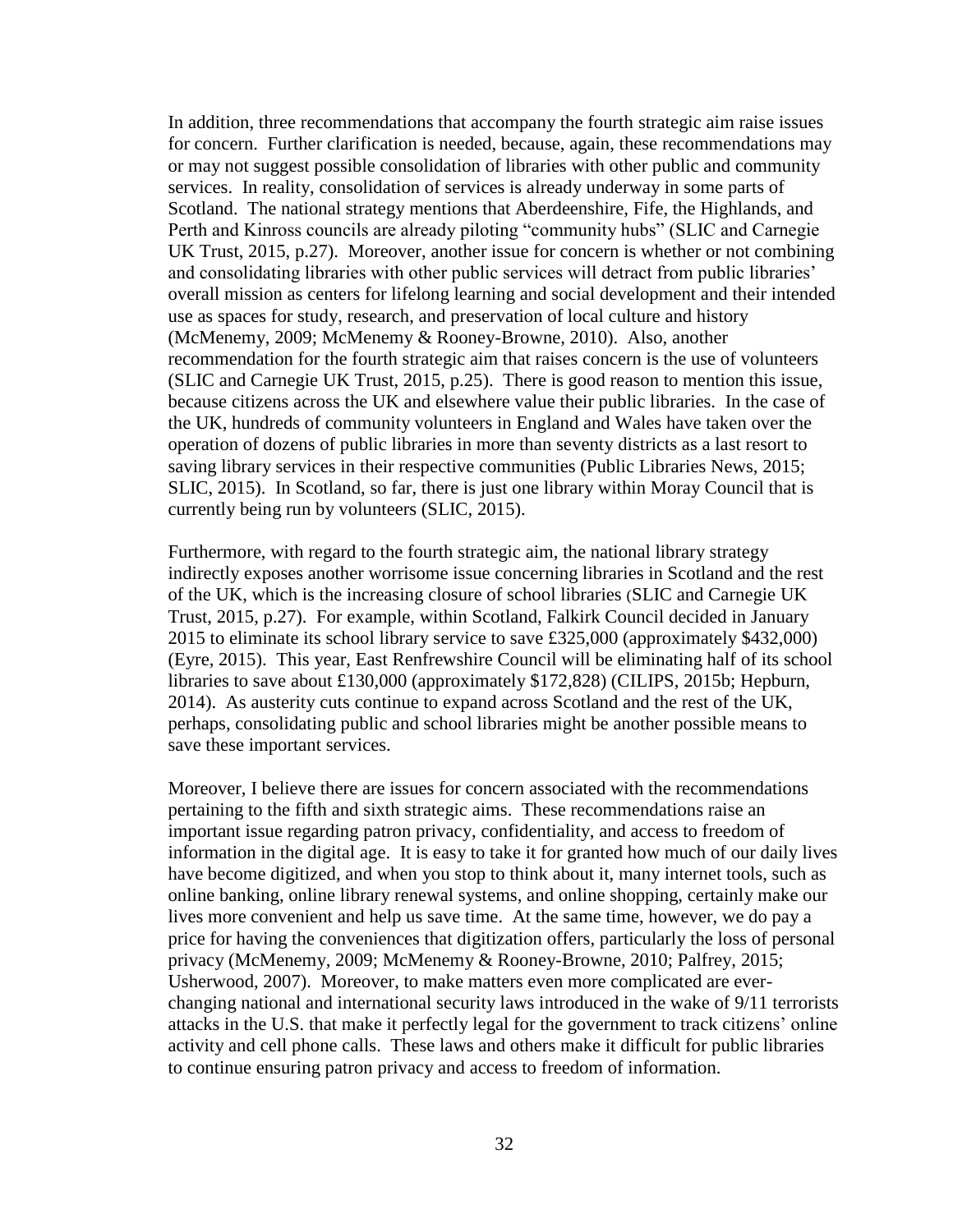In addition, three recommendations that accompany the fourth strategic aim raise issues for concern. Further clarification is needed, because, again, these recommendations may or may not suggest possible consolidation of libraries with other public and community services. In reality, consolidation of services is already underway in some parts of Scotland. The national strategy mentions that Aberdeenshire, Fife, the Highlands, and Perth and Kinross councils are already piloting "community hubs" (SLIC and Carnegie UK Trust, 2015, p.27). Moreover, another issue for concern is whether or not combining and consolidating libraries with other public services will detract from public libraries' overall mission as centers for lifelong learning and social development and their intended use as spaces for study, research, and preservation of local culture and history (McMenemy, 2009; McMenemy & Rooney-Browne, 2010). Also, another recommendation for the fourth strategic aim that raises concern is the use of volunteers (SLIC and Carnegie UK Trust, 2015, p.25). There is good reason to mention this issue, because citizens across the UK and elsewhere value their public libraries. In the case of the UK, hundreds of community volunteers in England and Wales have taken over the operation of dozens of public libraries in more than seventy districts as a last resort to saving library services in their respective communities (Public Libraries News, 2015; SLIC, 2015). In Scotland, so far, there is just one library within Moray Council that is currently being run by volunteers (SLIC, 2015).

Furthermore, with regard to the fourth strategic aim, the national library strategy indirectly exposes another worrisome issue concerning libraries in Scotland and the rest of the UK, which is the increasing closure of school libraries (SLIC and Carnegie UK Trust, 2015, p.27). For example, within Scotland, Falkirk Council decided in January 2015 to eliminate its school library service to save £325,000 (approximately \$432,000) (Eyre, 2015). This year, East Renfrewshire Council will be eliminating half of its school libraries to save about £130,000 (approximately \$172,828) (CILIPS, 2015b; Hepburn, 2014). As austerity cuts continue to expand across Scotland and the rest of the UK, perhaps, consolidating public and school libraries might be another possible means to save these important services.

Moreover, I believe there are issues for concern associated with the recommendations pertaining to the fifth and sixth strategic aims. These recommendations raise an important issue regarding patron privacy, confidentiality, and access to freedom of information in the digital age. It is easy to take it for granted how much of our daily lives have become digitized, and when you stop to think about it, many internet tools, such as online banking, online library renewal systems, and online shopping, certainly make our lives more convenient and help us save time. At the same time, however, we do pay a price for having the conveniences that digitization offers, particularly the loss of personal privacy (McMenemy, 2009; McMenemy & Rooney-Browne, 2010; Palfrey, 2015; Usherwood, 2007). Moreover, to make matters even more complicated are ever-changing national and international security laws introduced in the wake of 9/11 terrorists attacks in the U.S. that make it perfectly legal for the government to track citizens' online activity and cell phone calls. These laws and others make it difficult for public libraries to continue ensuring patron privacy and access to freedom of information.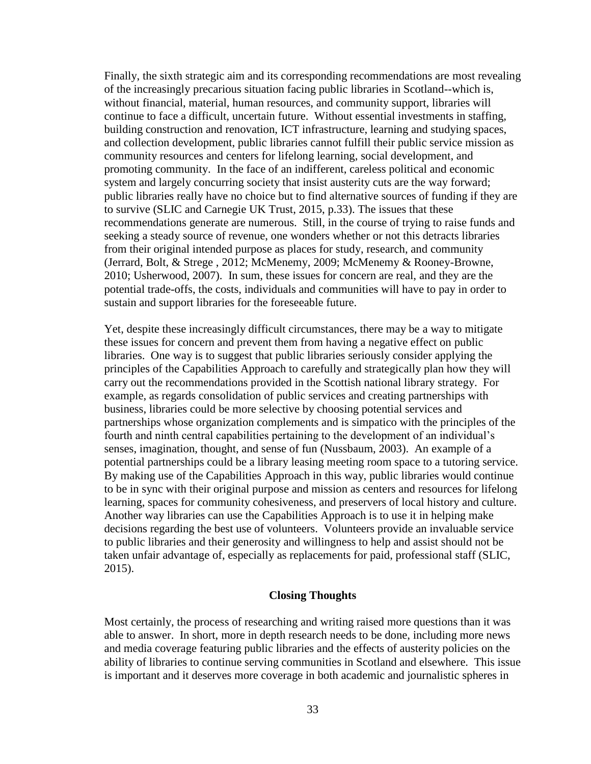Finally, the sixth strategic aim and its corresponding recommendations are most revealing of the increasingly precarious situation facing public libraries in Scotland--which is, without financial, material, human resources, and community support, libraries will continue to face a difficult, uncertain future. Without essential investments in staffing, building construction and renovation, ICT infrastructure, learning and studying spaces, and collection development, public libraries cannot fulfill their public service mission as community resources and centers for lifelong learning, social development, and promoting community. In the face of an indifferent, careless political and economic system and largely concurring society that insist austerity cuts are the way forward; public libraries really have no choice but to find alternative sources of funding if they are to survive (SLIC and Carnegie UK Trust, 2015, p.33). The issues that these recommendations generate are numerous. Still, in the course of trying to raise funds and seeking a steady source of revenue, one wonders whether or not this detracts libraries from their original intended purpose as places for study, research, and community (Jerrard, Bolt, & Strege , 2012; McMenemy, 2009; McMenemy & Rooney-Browne, 2010; Usherwood, 2007). In sum, these issues for concern are real, and they are the potential trade-offs, the costs, individuals and communities will have to pay in order to sustain and support libraries for the foreseeable future.

Yet, despite these increasingly difficult circumstances, there may be a way to mitigate these issues for concern and prevent them from having a negative effect on public libraries. One way is to suggest that public libraries seriously consider applying the principles of the Capabilities Approach to carefully and strategically plan how they will carry out the recommendations provided in the Scottish national library strategy. For example, as regards consolidation of public services and creating partnerships with business, libraries could be more selective by choosing potential services and partnerships whose organization complements and is simpatico with the principles of the fourth and ninth central capabilities pertaining to the development of an individual's senses, imagination, thought, and sense of fun (Nussbaum, 2003). An example of a potential partnerships could be a library leasing meeting room space to a tutoring service. By making use of the Capabilities Approach in this way, public libraries would continue to be in sync with their original purpose and mission as centers and resources for lifelong learning, spaces for community cohesiveness, and preservers of local history and culture. Another way libraries can use the Capabilities Approach is to use it in helping make decisions regarding the best use of volunteers. Volunteers provide an invaluable service to public libraries and their generosity and willingness to help and assist should not be taken unfair advantage of, especially as replacements for paid, professional staff (SLIC, 2015).

## Closing Thoughts

Most certainly, the process of researching and writing raised more questions than it was able to answer. In short, more in depth research needs to be done, including more news and media coverage featuring public libraries and the effects of austerity policies on the ability of libraries to continue serving communities in Scotland and elsewhere. This issue is important and it deserves more coverage in both academic and journalistic spheres in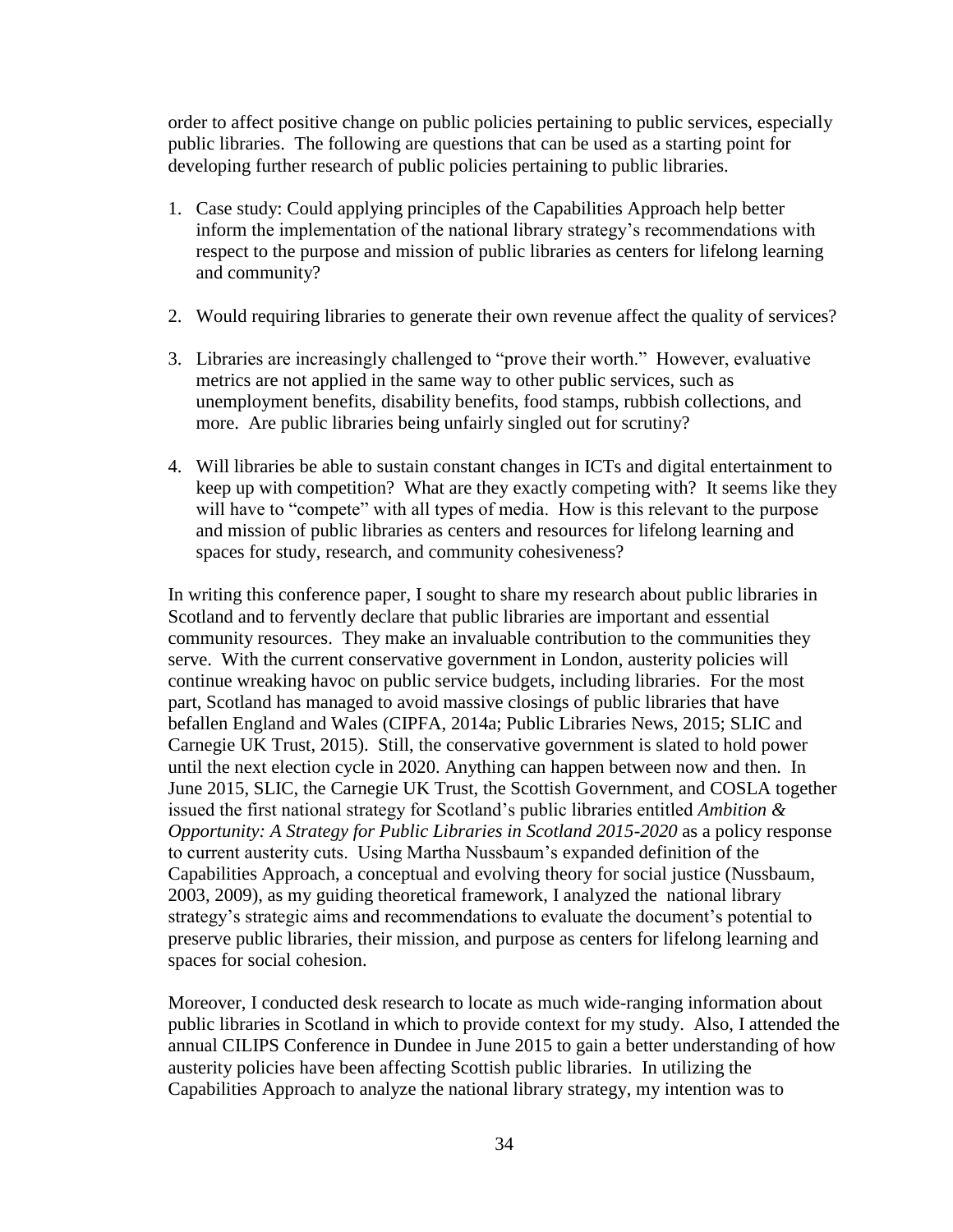order to affect positive change on public policies pertaining to public services, especially public libraries. The following are questions that can be used as a starting point for developing further research of public policies pertaining to public libraries.

1. Case study: Could applying principles of the Capabilities Approach help better inform the implementation of the national library strategy's recommendations with respect to the purpose and mission of public libraries as centers for lifelong learning and community?
2. Would requiring libraries to generate their own revenue affect the quality of services?
3. Libraries are increasingly challenged to "prove their worth." However, evaluative metrics are not applied in the same way to other public services, such as unemployment benefits, disability benefits, food stamps, rubbish collections, and more. Are public libraries being unfairly singled out for scrutiny?
4. Will libraries be able to sustain constant changes in ICTs and digital entertainment to keep up with competition? What are they exactly competing with? It seems like they will have to "compete" with all types of media. How is this relevant to the purpose and mission of public libraries as centers and resources for lifelong learning and spaces for study, research, and community cohesiveness?

In writing this conference paper, I sought to share my research about public libraries in Scotland and to fervently declare that public libraries are important and essential community resources. They make an invaluable contribution to the communities they serve. With the current conservative government in London, austerity policies will continue wreaking havoc on public service budgets, including libraries. For the most part, Scotland has managed to avoid massive closings of public libraries that have befallen England and Wales (CIPFA, 2014a; Public Libraries News, 2015; SLIC and Carnegie UK Trust, 2015). Still, the conservative government is slated to hold power until the next election cycle in 2020. Anything can happen between now and then. In June 2015, SLIC, the Carnegie UK Trust, the Scottish Government, and COSLA together issued the first national strategy for Scotland's public libraries entitled *Ambition & Opportunity: A Strategy for Public Libraries in Scotland 2015-2020* as a policy response to current austerity cuts. Using Martha Nussbaum's expanded definition of the Capabilities Approach, a conceptual and evolving theory for social justice (Nussbaum, 2003, 2009), as my guiding theoretical framework, I analyzed the national library strategy's strategic aims and recommendations to evaluate the document's potential to preserve public libraries, their mission, and purpose as centers for lifelong learning and spaces for social cohesion.

Moreover, I conducted desk research to locate as much wide-ranging information about public libraries in Scotland in which to provide context for my study. Also, I attended the annual CILIPS Conference in Dundee in June 2015 to gain a better understanding of how austerity policies have been affecting Scottish public libraries. In utilizing the Capabilities Approach to analyze the national library strategy, my intention was to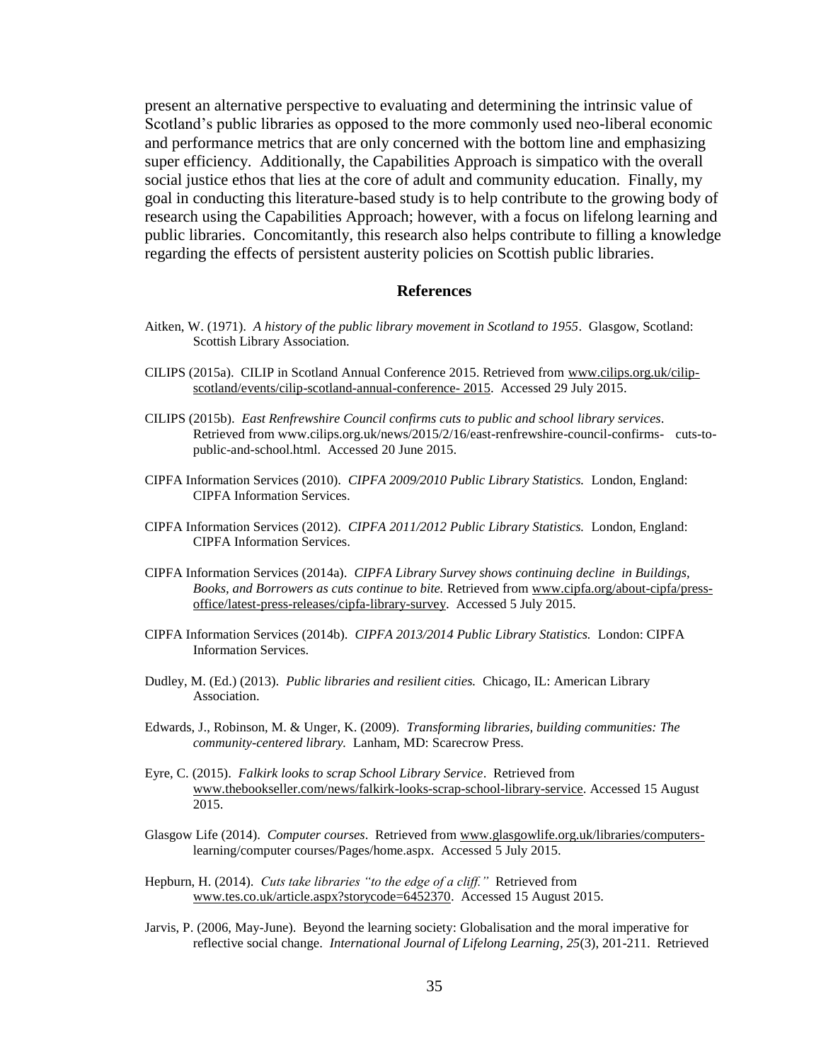present an alternative perspective to evaluating and determining the intrinsic value of Scotland's public libraries as opposed to the more commonly used neo-liberal economic and performance metrics that are only concerned with the bottom line and emphasizing super efficiency. Additionally, the Capabilities Approach is simpatico with the overall social justice ethos that lies at the core of adult and community education. Finally, my goal in conducting this literature-based study is to help contribute to the growing body of research using the Capabilities Approach; however, with a focus on lifelong learning and public libraries. Concomitantly, this research also helps contribute to filling a knowledge regarding the effects of persistent austerity policies on Scottish public libraries.

## References

Aitken, W. (1971). *A history of the public library movement in Scotland to 1955*. Glasgow, Scotland: Scottish Library Association.

CILIPS (2015a). CILIP in Scotland Annual Conference 2015. Retrieved from www.cilips.org.uk/cilip-scotland/events/cilip-scotland-annual-conference- 2015. Accessed 29 July 2015.

CILIPS (2015b). *East Renfrewshire Council confirms cuts to public and school library services*. Retrieved from www.cilips.org.uk/news/2015/2/16/east-renfrewshire-council-confirms- cuts-to-public-and-school.html. Accessed 20 June 2015.

CIPFA Information Services (2010). *CIPFA 2009/2010 Public Library Statistics.* London, England: CIPFA Information Services.

CIPFA Information Services (2012). *CIPFA 2011/2012 Public Library Statistics.* London, England: CIPFA Information Services.

CIPFA Information Services (2014a). *CIPFA Library Survey shows continuing decline in Buildings, Books, and Borrowers as cuts continue to bite.* Retrieved from www.cipfa.org/about-cipfa/press-office/latest-press-releases/cipfa-library-survey. Accessed 5 July 2015.

CIPFA Information Services (2014b). *CIPFA 2013/2014 Public Library Statistics.* London: CIPFA Information Services.

Dudley, M. (Ed.) (2013). *Public libraries and resilient cities.* Chicago, IL: American Library Association.

Edwards, J., Robinson, M. & Unger, K. (2009). *Transforming libraries, building communities: The community-centered library.* Lanham, MD: Scarecrow Press.

Eyre, C. (2015). *Falkirk looks to scrap School Library Service*. Retrieved from www.thebookseller.com/news/falkirk-looks-scrap-school-library-service. Accessed 15 August 2015.

Glasgow Life (2014). *Computer courses*. Retrieved from www.glasgowlife.org.uk/libraries/computers-learning/computer courses/Pages/home.aspx. Accessed 5 July 2015.

Hepburn, H. (2014). *Cuts take libraries "to the edge of a cliff."* Retrieved from www.tes.co.uk/article.aspx?storycode=6452370. Accessed 15 August 2015.

Jarvis, P. (2006, May-June). Beyond the learning society: Globalisation and the moral imperative for reflective social change. *International Journal of Lifelong Learning*, *25*(3), 201-211. Retrieved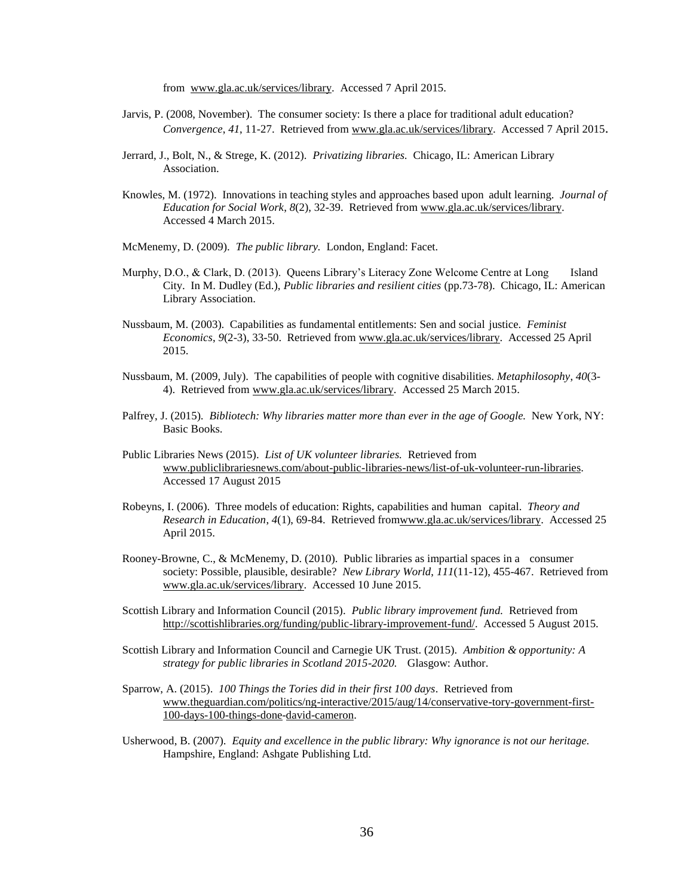from www.gla.ac.uk/services/library. Accessed 7 April 2015.

Jarvis, P. (2008, November). The consumer society: Is there a place for traditional adult education? *Convergence, 41*, 11-27. Retrieved from www.gla.ac.uk/services/library. Accessed 7 April 2015.

Jerrard, J., Bolt, N., & Strege, K. (2012). *Privatizing libraries.* Chicago, IL: American Library Association.

Knowles, M. (1972). Innovations in teaching styles and approaches based upon adult learning. *Journal of Education for Social Work, 8*(2), 32-39. Retrieved from www.gla.ac.uk/services/library. Accessed 4 March 2015.

McMenemy, D. (2009). *The public library.* London, England: Facet.

Murphy, D.O., & Clark, D. (2013). Queens Library's Literacy Zone Welcome Centre at Long Island City. In M. Dudley (Ed.), *Public libraries and resilient cities* (pp.73-78). Chicago, IL: American Library Association.

Nussbaum, M. (2003). Capabilities as fundamental entitlements: Sen and social justice. *Feminist Economics*, *9*(2-3), 33-50. Retrieved from www.gla.ac.uk/services/library. Accessed 25 April 2015.

Nussbaum, M. (2009, July). The capabilities of people with cognitive disabilities. *Metaphilosophy*, *40*(3-4). Retrieved from www.gla.ac.uk/services/library. Accessed 25 March 2015.

Palfrey, J. (2015). *Bibliotech: Why libraries matter more than ever in the age of Google.* New York, NY: Basic Books.

Public Libraries News (2015). *List of UK volunteer libraries.* Retrieved from www.publiclibrariesnews.com/about-public-libraries-news/list-of-uk-volunteer-run-libraries. Accessed 17 August 2015

Robeyns, I. (2006). Three models of education: Rights, capabilities and human capital. *Theory and Research in Education*, *4*(1), 69-84. Retrieved fromwww.gla.ac.uk/services/library. Accessed 25 April 2015.

Rooney-Browne, C., & McMenemy, D. (2010). Public libraries as impartial spaces in a consumer society: Possible, plausible, desirable? *New Library World*, *111*(11-12), 455-467. Retrieved from www.gla.ac.uk/services/library. Accessed 10 June 2015.

Scottish Library and Information Council (2015). *Public library improvement fund.* Retrieved from http://scottishlibraries.org/funding/public-library-improvement-fund/. Accessed 5 August 2015.

Scottish Library and Information Council and Carnegie UK Trust. (2015). *Ambition & opportunity: A strategy for public libraries in Scotland 2015-2020.* Glasgow: Author.

Sparrow, A. (2015). *100 Things the Tories did in their first 100 days*. Retrieved from www.theguardian.com/politics/ng-interactive/2015/aug/14/conservative-tory-government-first-100-days-100-things-done-david-cameron.

Usherwood, B. (2007). *Equity and excellence in the public library: Why ignorance is not our heritage.* Hampshire, England: Ashgate Publishing Ltd.